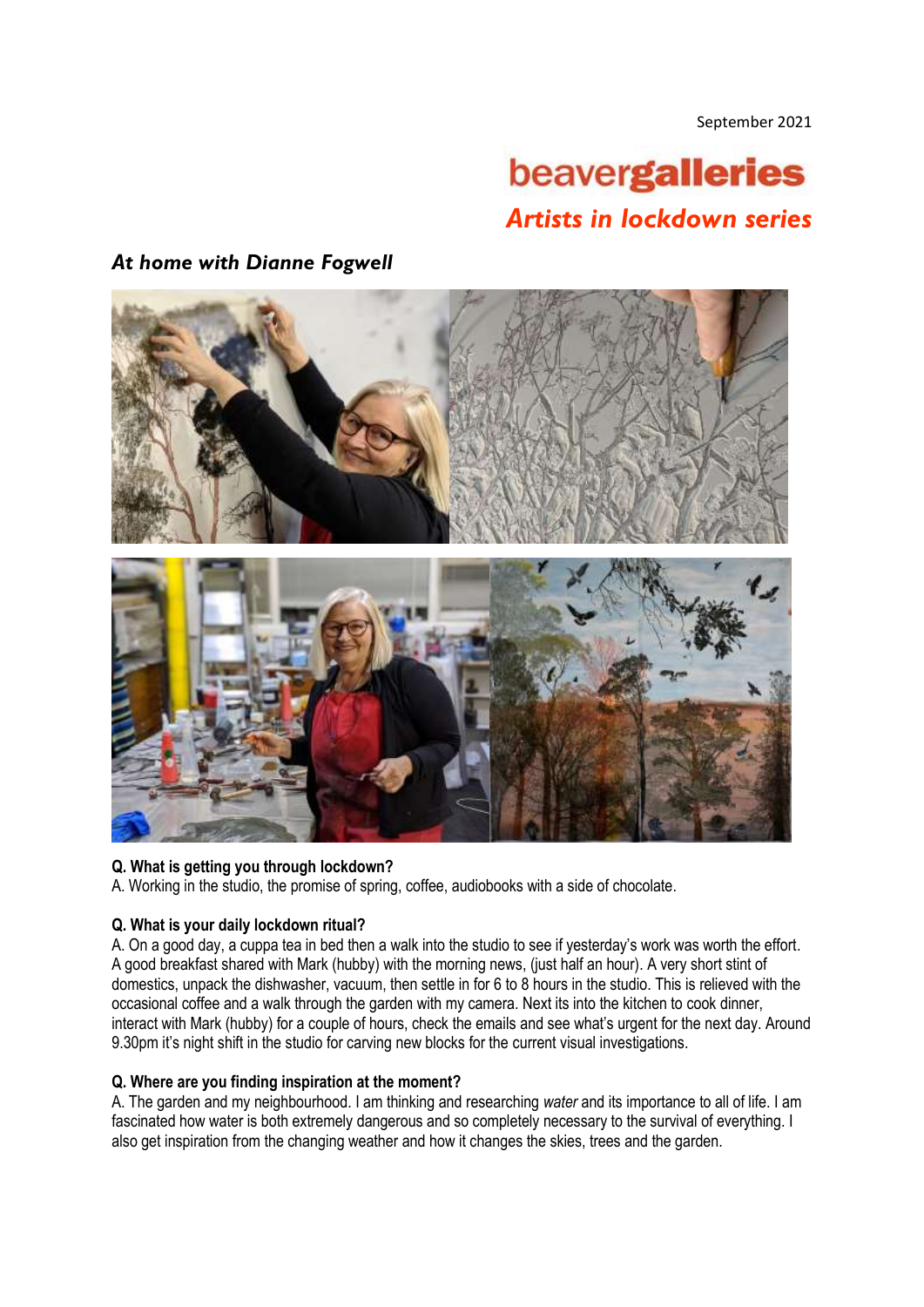September 2021

# beavergalleries

## *Artists in lockdown series*

### *At home with Dianne Fogwell*

**Q. What is getting you through lockdown?**
A. Working in the studio, the promise of spring, coffee, audiobooks with a side of chocolate.

**Q. What is your daily lockdown ritual?**
A. On a good day, a cuppa tea in bed then a walk into the studio to see if yesterday's work was worth the effort. A good breakfast shared with Mark (hubby) with the morning news, (just half an hour). A very short stint of domestics, unpack the dishwasher, vacuum, then settle in for 6 to 8 hours in the studio. This is relieved with the occasional coffee and a walk through the garden with my camera. Next its into the kitchen to cook dinner, interact with Mark (hubby) for a couple of hours, check the emails and see what's urgent for the next day. Around 9.30pm it's night shift in the studio for carving new blocks for the current visual investigations.

**Q. Where are you finding inspiration at the moment?**
A. The garden and my neighbourhood. I am thinking and researching *water* and its importance to all of life. I am fascinated how water is both extremely dangerous and so completely necessary to the survival of everything. I also get inspiration from the changing weather and how it changes the skies, trees and the garden.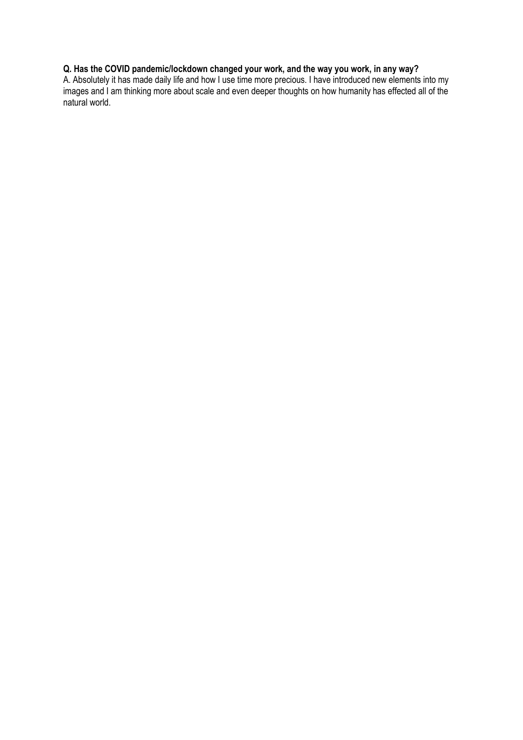**Q. Has the COVID pandemic/lockdown changed your work, and the way you work, in any way?**
A. Absolutely it has made daily life and how I use time more precious. I have introduced new elements into my images and I am thinking more about scale and even deeper thoughts on how humanity has effected all of the natural world.